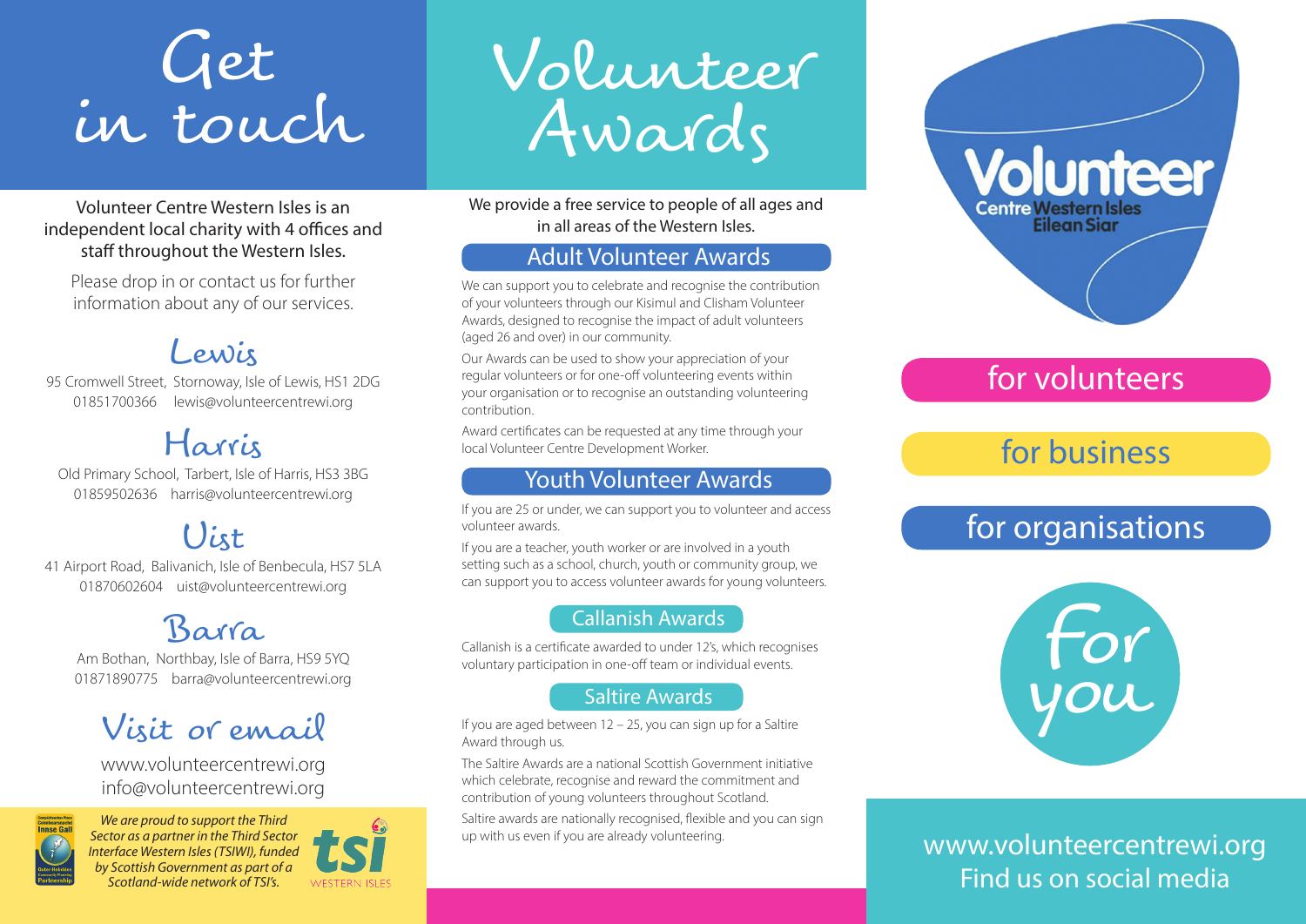# Get in touch

Volunteer Centre Western Isles is an independent local charity with 4 offices and staff throughout the Western Isles.

Please drop in or contact us for further information about any of our services.

## Lewis

95 Cromwell Street, Stornoway, Isle of Lewis, HS1 2DG
01851700366 lewis@volunteercentrewi.org

## Harris

Old Primary School, Tarbert, Isle of Harris, HS3 3BG
01859502636 harris@volunteercentrewi.org

## Uist

41 Airport Road, Balivanich, Isle of Benbecula, HS7 5LA
01870602604 uist@volunteercentrewi.org

## Barra

Am Bothan, Northbay, Isle of Barra, HS9 5YQ
01871890775 barra@volunteercentrewi.org

## Visit or email

www.volunteercentrewi.org
info@volunteercentrewi.org

*We are proud to support the Third Sector as a partner in the Third Sector Interface Western Isles (TSIWI), funded by Scottish Government as part of a Scotland-wide network of TSI's.*

tsi WESTERN ISLES

# Volunteer Awards

We provide a free service to people of all ages and in all areas of the Western Isles.

## Adult Volunteer Awards

We can support you to celebrate and recognise the contribution of your volunteers through our Kisimul and Clisham Volunteer Awards, designed to recognise the impact of adult volunteers (aged 26 and over) in our community.

Our Awards can be used to show your appreciation of your regular volunteers or for one-off volunteering events within your organisation or to recognise an outstanding volunteering contribution.

Award certificates can be requested at any time through your local Volunteer Centre Development Worker.

## Youth Volunteer Awards

If you are 25 or under, we can support you to volunteer and access volunteer awards.

If you are a teacher, youth worker or are involved in a youth setting such as a school, church, youth or community group, we can support you to access volunteer awards for young volunteers.

### Callanish Awards

Callanish is a certificate awarded to under 12's, which recognises voluntary participation in one-off team or individual events.

### Saltire Awards

If you are aged between 12 – 25, you can sign up for a Saltire Award through us.

The Saltire Awards are a national Scottish Government initiative which celebrate, recognise and reward the commitment and contribution of young volunteers throughout Scotland.

Saltire awards are nationally recognised, flexible and you can sign up with us even if you are already volunteering.

# Volunteer Centre Western Isles Eilean Siar

for volunteers

for business

for organisations

for you

www.volunteercentrewi.org
Find us on social media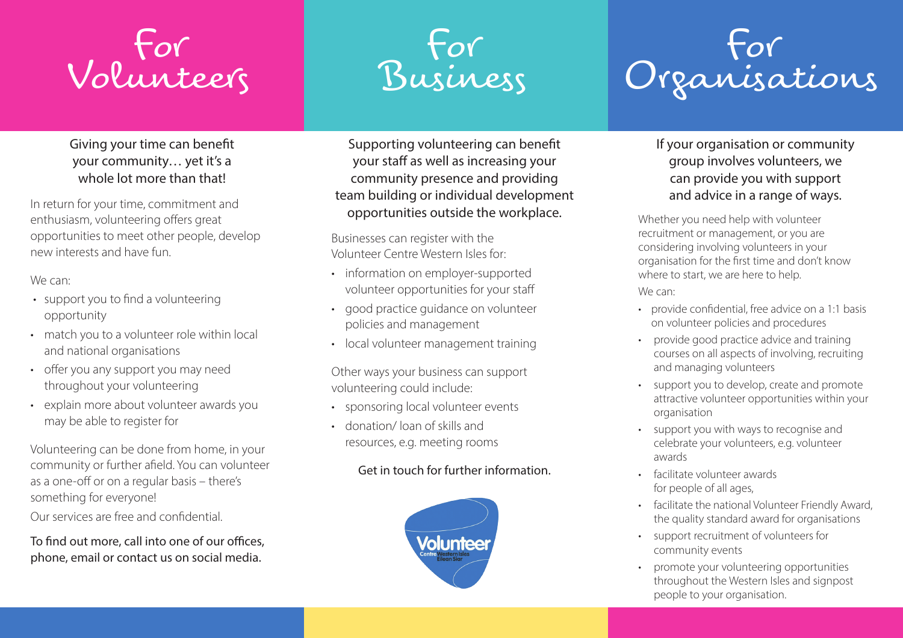# For Volunteers

Giving your time can benefit your community… yet it's a whole lot more than that!

In return for your time, commitment and enthusiasm, volunteering offers great opportunities to meet other people, develop new interests and have fun.

We can:

- support you to find a volunteering opportunity
- match you to a volunteer role within local and national organisations
- offer you any support you may need throughout your volunteering
- explain more about volunteer awards you may be able to register for

Volunteering can be done from home, in your community or further afield. You can volunteer as a one-off or on a regular basis – there's something for everyone!

Our services are free and confidential.

To find out more, call into one of our offices, phone, email or contact us on social media.

# For Business

Supporting volunteering can benefit your staff as well as increasing your community presence and providing team building or individual development opportunities outside the workplace.

Businesses can register with the Volunteer Centre Western Isles for:

- information on employer-supported volunteer opportunities for your staff
- good practice guidance on volunteer policies and management
- local volunteer management training

Other ways your business can support volunteering could include:

- sponsoring local volunteer events
- donation/ loan of skills and resources, e.g. meeting rooms

Get in touch for further information.

Volunteer Centre Western Isles Eilean Siar

# For Organisations

If your organisation or community group involves volunteers, we can provide you with support and advice in a range of ways.

Whether you need help with volunteer recruitment or management, or you are considering involving volunteers in your organisation for the first time and don't know where to start, we are here to help.

We can:

- provide confidential, free advice on a 1:1 basis on volunteer policies and procedures
- provide good practice advice and training courses on all aspects of involving, recruiting and managing volunteers
- support you to develop, create and promote attractive volunteer opportunities within your organisation
- support you with ways to recognise and celebrate your volunteers, e.g. volunteer awards
- facilitate volunteer awards for people of all ages,
- facilitate the national Volunteer Friendly Award, the quality standard award for organisations
- support recruitment of volunteers for community events
- promote your volunteering opportunities throughout the Western Isles and signpost people to your organisation.